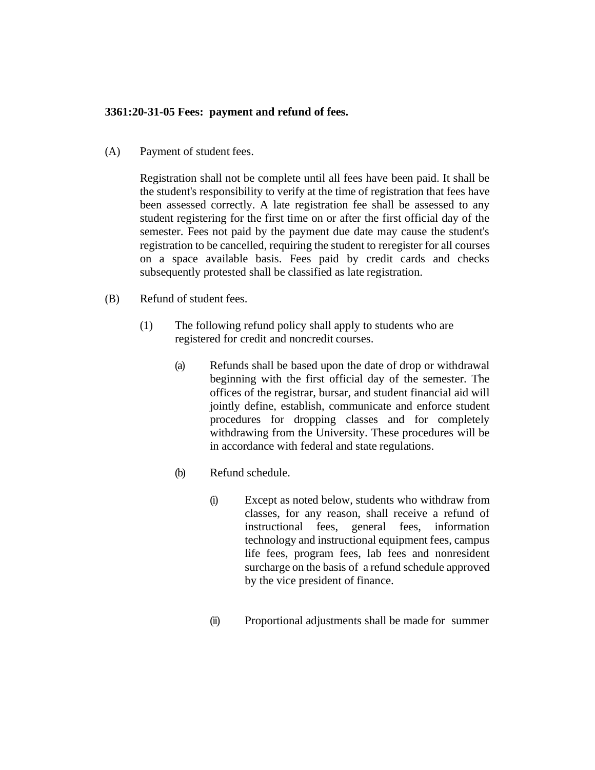**3361:20-31-05 Fees: payment and refund of fees.**

(A) Payment of student fees.

Registration shall not be complete until all fees have been paid. It shall be the student's responsibility to verify at the time of registration that fees have been assessed correctly. A late registration fee shall be assessed to any student registering for the first time on or after the first official day of the semester. Fees not paid by the payment due date may cause the student's registration to be cancelled, requiring the student to reregister for all courses on a space available basis. Fees paid by credit cards and checks subsequently protested shall be classified as late registration.

(B) Refund of student fees.

(1) The following refund policy shall apply to students who are registered for credit and noncredit courses.

(a) Refunds shall be based upon the date of drop or withdrawal beginning with the first official day of the semester. The offices of the registrar, bursar, and student financial aid will jointly define, establish, communicate and enforce student procedures for dropping classes and for completely withdrawing from the University. These procedures will be in accordance with federal and state regulations.

(b) Refund schedule.

(i) Except as noted below, students who withdraw from classes, for any reason, shall receive a refund of instructional fees, general fees, information technology and instructional equipment fees, campus life fees, program fees, lab fees and nonresident surcharge on the basis of a refund schedule approved by the vice president of finance.

(ii) Proportional adjustments shall be made for summer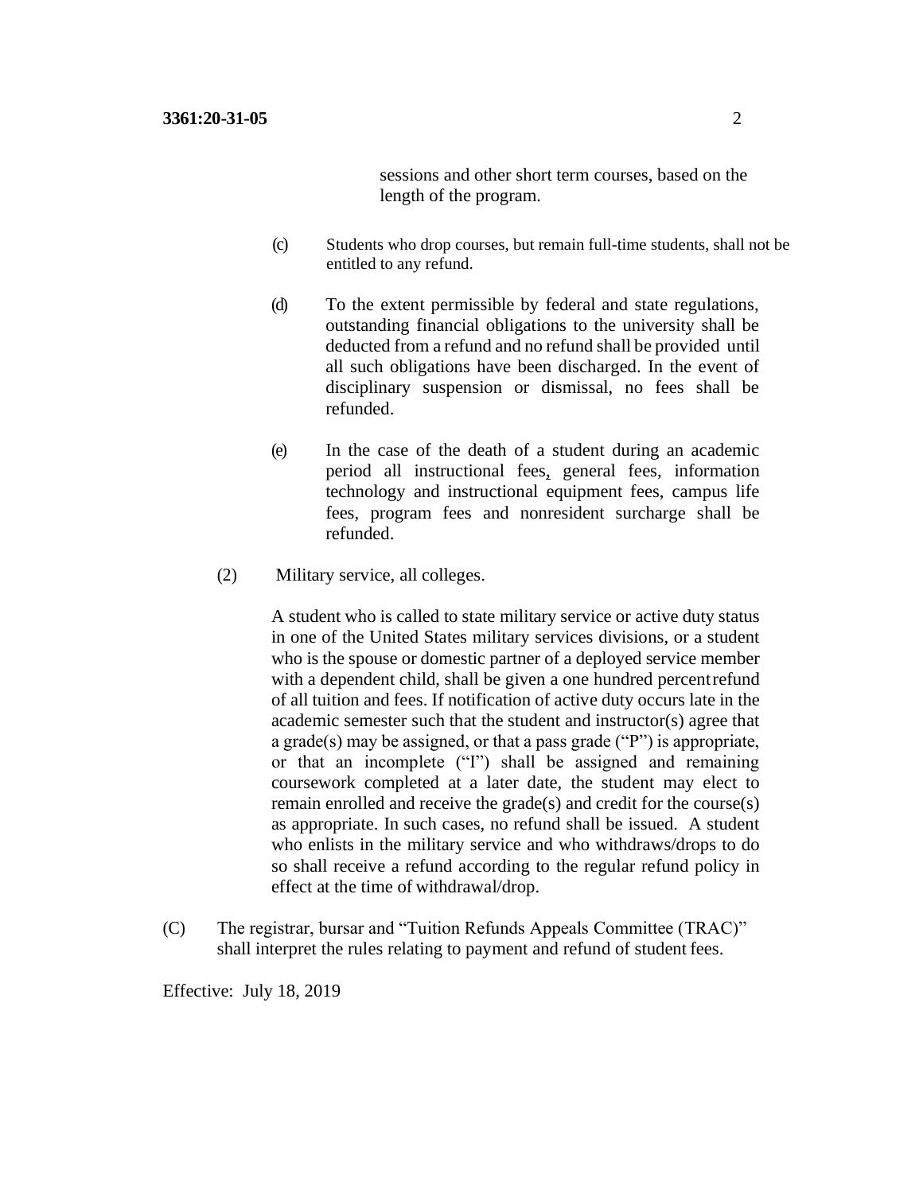sessions and other short term courses, based on the length of the program.

(c) Students who drop courses, but remain full-time students, shall not be entitled to any refund.

(d) To the extent permissible by federal and state regulations, outstanding financial obligations to the university shall be deducted from a refund and no refund shall be provided until all such obligations have been discharged. In the event of disciplinary suspension or dismissal, no fees shall be refunded.

(e) In the case of the death of a student during an academic period all instructional fees, general fees, information technology and instructional equipment fees, campus life fees, program fees and nonresident surcharge shall be refunded.

(2) Military service, all colleges.

A student who is called to state military service or active duty status in one of the United States military services divisions, or a student who is the spouse or domestic partner of a deployed service member with a dependent child, shall be given a one hundred percent refund of all tuition and fees. If notification of active duty occurs late in the academic semester such that the student and instructor(s) agree that a grade(s) may be assigned, or that a pass grade ("P") is appropriate, or that an incomplete ("I") shall be assigned and remaining coursework completed at a later date, the student may elect to remain enrolled and receive the grade(s) and credit for the course(s) as appropriate. In such cases, no refund shall be issued. A student who enlists in the military service and who withdraws/drops to do so shall receive a refund according to the regular refund policy in effect at the time of withdrawal/drop.

(C) The registrar, bursar and "Tuition Refunds Appeals Committee (TRAC)" shall interpret the rules relating to payment and refund of student fees.

Effective: July 18, 2019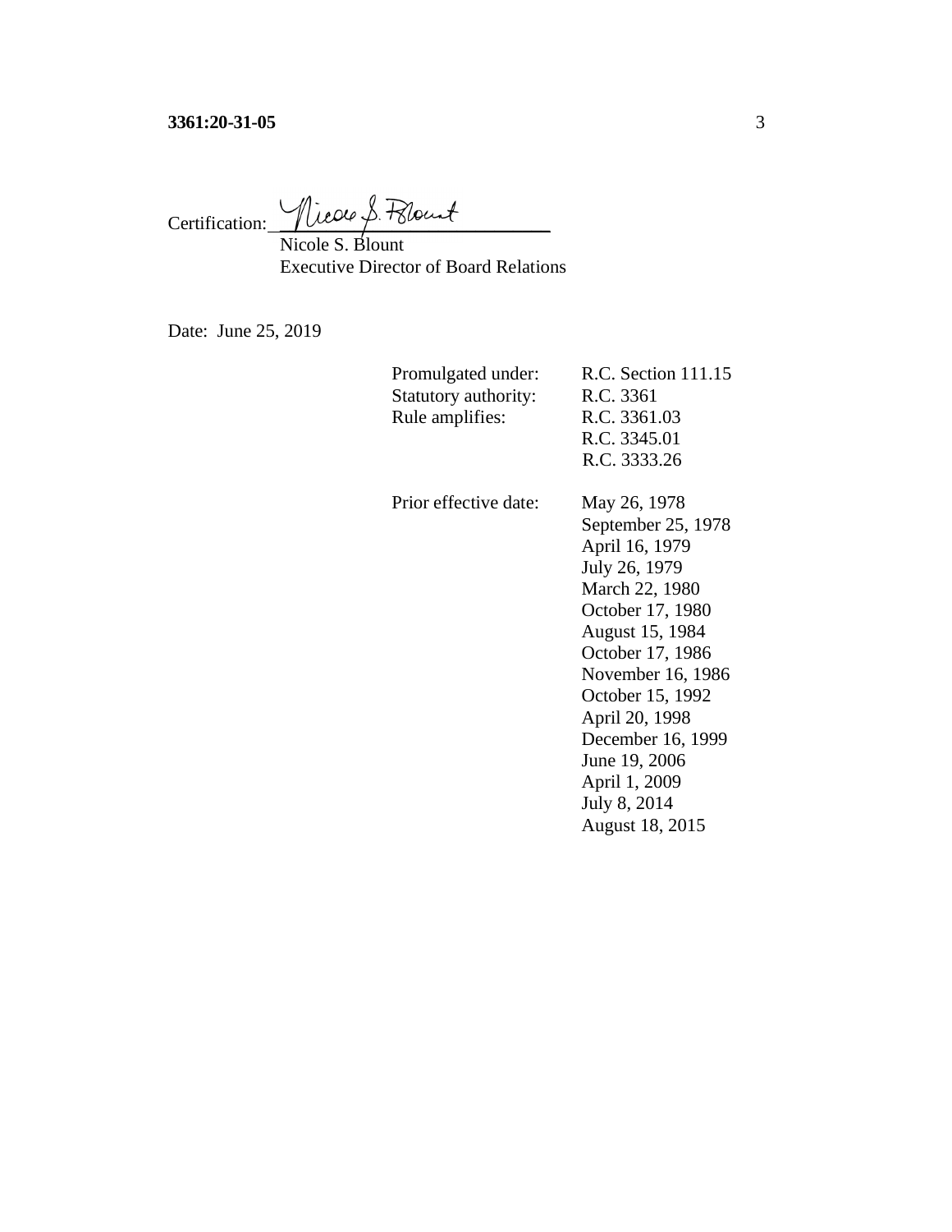Certification: ______________________________

Nicole S. Blount
Executive Director of Board Relations

Date: June 25, 2019

| | |
|---|---|
| Promulgated under: | R.C. Section 111.15 |
| Statutory authority: | R.C. 3361 |
| Rule amplifies: | R.C. 3361.03 |
| | R.C. 3345.01 |
| | R.C. 3333.26 |
| Prior effective date: | May 26, 1978 |
| | September 25, 1978 |
| | April 16, 1979 |
| | July 26, 1979 |
| | March 22, 1980 |
| | October 17, 1980 |
| | August 15, 1984 |
| | October 17, 1986 |
| | November 16, 1986 |
| | October 15, 1992 |
| | April 20, 1998 |
| | December 16, 1999 |
| | June 19, 2006 |
| | April 1, 2009 |
| | July 8, 2014 |
| | August 18, 2015 |